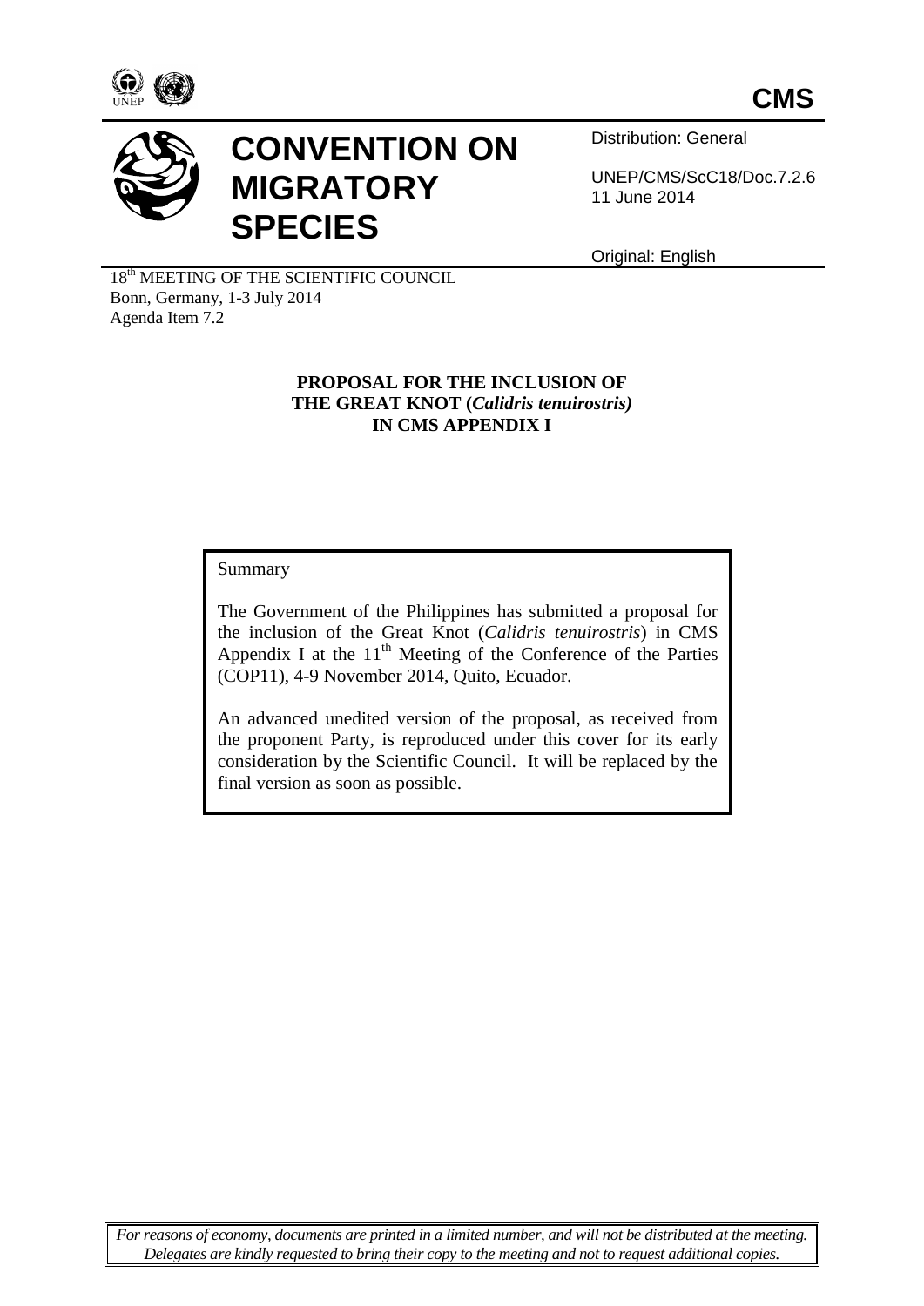CMS

# CONVENTION ON MIGRATORY SPECIES

Distribution: General

UNEP/CMS/ScC18/Doc.7.2.6
11 June 2014

Original: English

18th MEETING OF THE SCIENTIFIC COUNCIL
Bonn, Germany, 1-3 July 2014
Agenda Item 7.2

**PROPOSAL FOR THE INCLUSION OF THE GREAT KNOT (*Calidris tenuirostris*) IN CMS APPENDIX I**

Summary

The Government of the Philippines has submitted a proposal for the inclusion of the Great Knot (*Calidris tenuirostris*) in CMS Appendix I at the 11th Meeting of the Conference of the Parties (COP11), 4-9 November 2014, Quito, Ecuador.

An advanced unedited version of the proposal, as received from the proponent Party, is reproduced under this cover for its early consideration by the Scientific Council. It will be replaced by the final version as soon as possible.

*For reasons of economy, documents are printed in a limited number, and will not be distributed at the meeting. Delegates are kindly requested to bring their copy to the meeting and not to request additional copies.*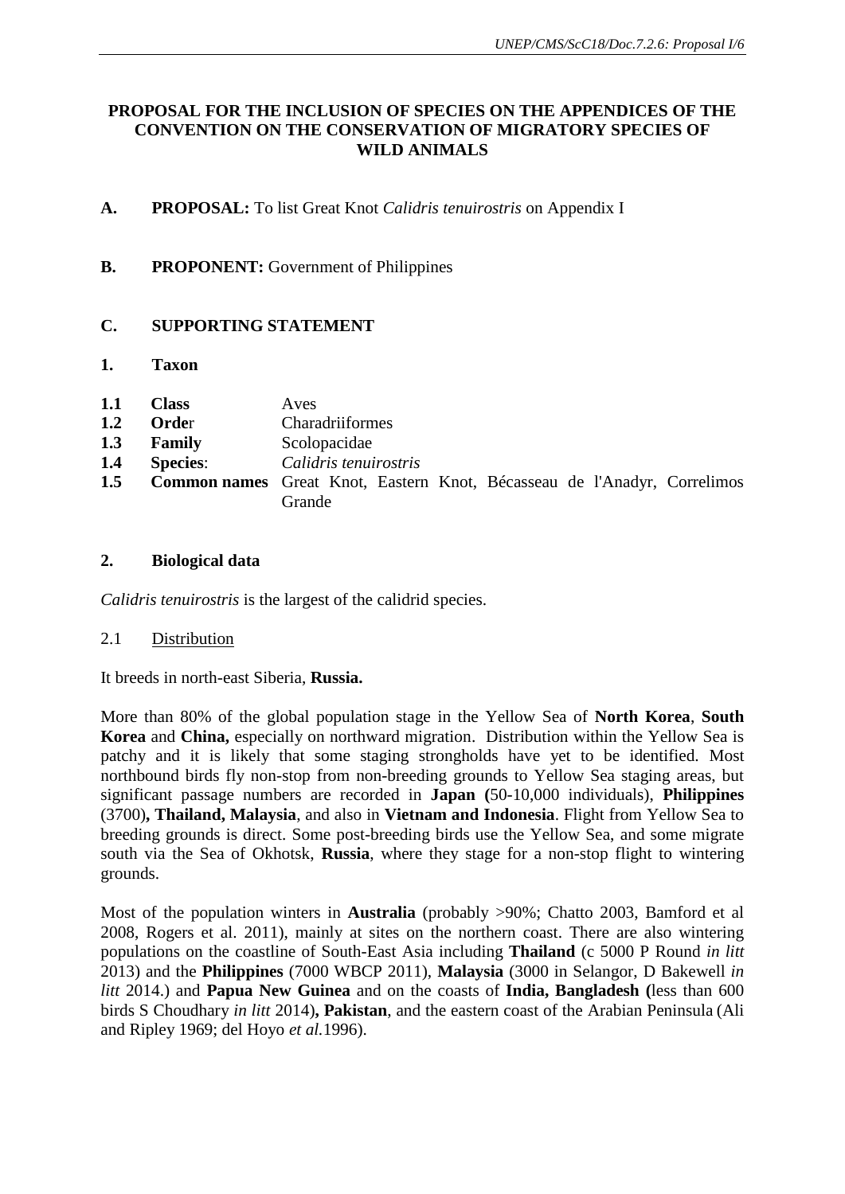**PROPOSAL FOR THE INCLUSION OF SPECIES ON THE APPENDICES OF THE CONVENTION ON THE CONSERVATION OF MIGRATORY SPECIES OF WILD ANIMALS**

**A. PROPOSAL:** To list Great Knot *Calidris tenuirostris* on Appendix I

**B. PROPONENT:** Government of Philippines

**C. SUPPORTING STATEMENT**

**1. Taxon**

**1.1 Class** Aves
**1.2 Order** Charadriiformes
**1.3 Family** Scolopacidae
**1.4 Species**: *Calidris tenuirostris*
**1.5 Common names** Great Knot, Eastern Knot, Bécasseau de l'Anadyr, Correlimos Grande

**2. Biological data**

*Calidris tenuirostris* is the largest of the calidrid species.

2.1 Distribution

It breeds in north-east Siberia, **Russia.**

More than 80% of the global population stage in the Yellow Sea of **North Korea**, **South Korea** and **China,** especially on northward migration. Distribution within the Yellow Sea is patchy and it is likely that some staging strongholds have yet to be identified. Most northbound birds fly non-stop from non-breeding grounds to Yellow Sea staging areas, but significant passage numbers are recorded in **Japan (**50-10,000 individuals), **Philippines** (3700)**, Thailand, Malaysia**, and also in **Vietnam and Indonesia**. Flight from Yellow Sea to breeding grounds is direct. Some post-breeding birds use the Yellow Sea, and some migrate south via the Sea of Okhotsk, **Russia**, where they stage for a non-stop flight to wintering grounds.

Most of the population winters in **Australia** (probably >90%; Chatto 2003, Bamford et al 2008, Rogers et al. 2011), mainly at sites on the northern coast. There are also wintering populations on the coastline of South-East Asia including **Thailand** (c 5000 P Round *in litt* 2013) and the **Philippines** (7000 WBCP 2011), **Malaysia** (3000 in Selangor, D Bakewell *in litt* 2014.) and **Papua New Guinea** and on the coasts of **India, Bangladesh (**less than 600 birds S Choudhary *in litt* 2014)**, Pakistan**, and the eastern coast of the Arabian Peninsula (Ali and Ripley 1969; del Hoyo *et al.*1996).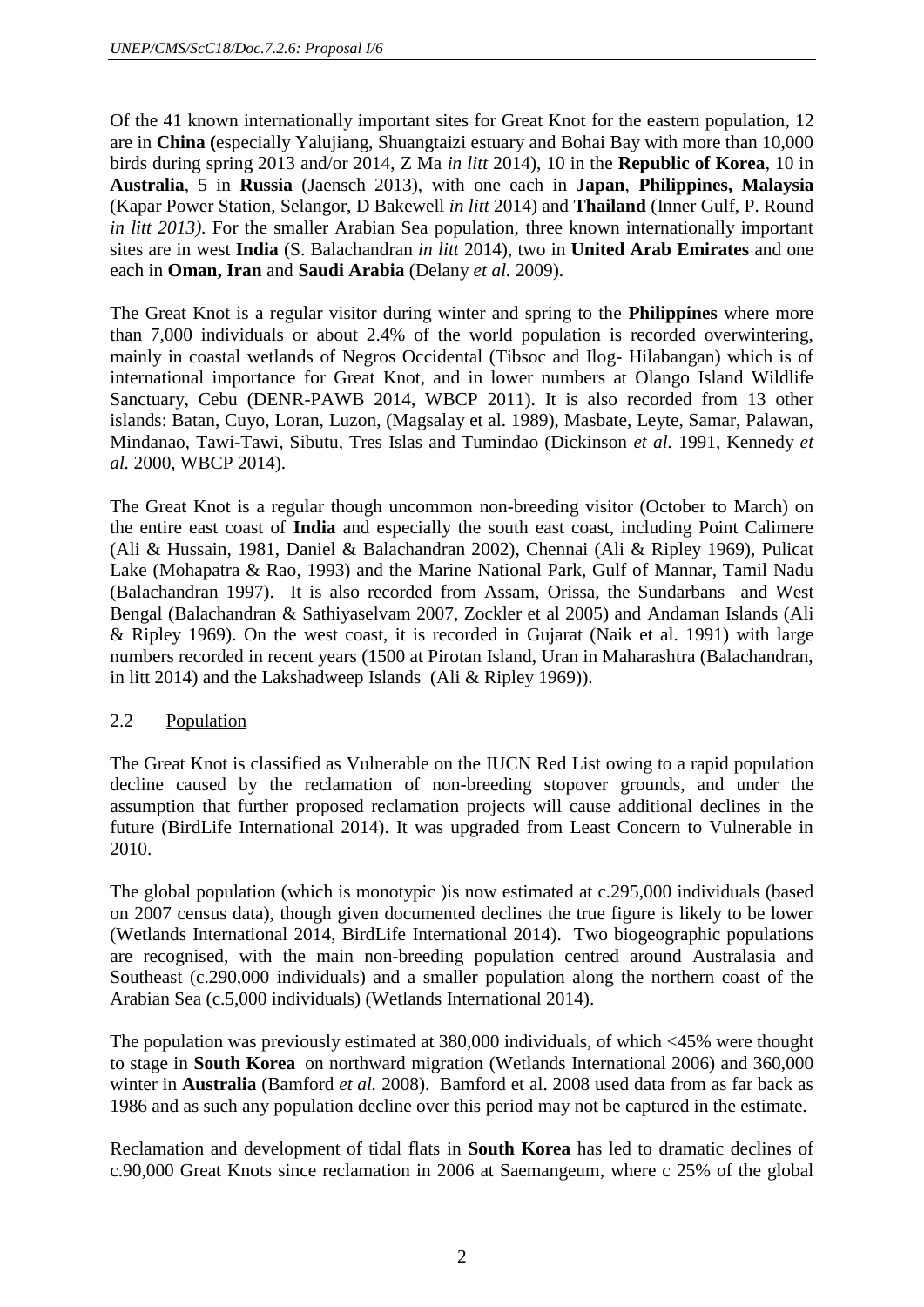Of the 41 known internationally important sites for Great Knot for the eastern population, 12 are in **China (**especially Yalujiang, Shuangtaizi estuary and Bohai Bay with more than 10,000 birds during spring 2013 and/or 2014, Z Ma *in litt* 2014), 10 in the **Republic of Korea**, 10 in **Australia**, 5 in **Russia** (Jaensch 2013), with one each in **Japan**, **Philippines, Malaysia** (Kapar Power Station, Selangor, D Bakewell *in litt* 2014) and **Thailand** (Inner Gulf, P. Round *in litt 2013)*. For the smaller Arabian Sea population, three known internationally important sites are in west **India** (S. Balachandran *in litt* 2014), two in **United Arab Emirates** and one each in **Oman, Iran** and **Saudi Arabia** (Delany *et al.* 2009).

The Great Knot is a regular visitor during winter and spring to the **Philippines** where more than 7,000 individuals or about 2.4% of the world population is recorded overwintering, mainly in coastal wetlands of Negros Occidental (Tibsoc and Ilog- Hilabangan) which is of international importance for Great Knot, and in lower numbers at Olango Island Wildlife Sanctuary, Cebu (DENR-PAWB 2014, WBCP 2011). It is also recorded from 13 other islands: Batan, Cuyo, Loran, Luzon, (Magsalay et al. 1989), Masbate, Leyte, Samar, Palawan, Mindanao, Tawi-Tawi, Sibutu, Tres Islas and Tumindao (Dickinson *et al.* 1991, Kennedy *et al.* 2000, WBCP 2014).

The Great Knot is a regular though uncommon non-breeding visitor (October to March) on the entire east coast of **India** and especially the south east coast, including Point Calimere (Ali & Hussain, 1981, Daniel & Balachandran 2002), Chennai (Ali & Ripley 1969), Pulicat Lake (Mohapatra & Rao, 1993) and the Marine National Park, Gulf of Mannar, Tamil Nadu (Balachandran 1997). It is also recorded from Assam, Orissa, the Sundarbans and West Bengal (Balachandran & Sathiyaselvam 2007, Zockler et al 2005) and Andaman Islands (Ali & Ripley 1969). On the west coast, it is recorded in Gujarat (Naik et al. 1991) with large numbers recorded in recent years (1500 at Pirotan Island, Uran in Maharashtra (Balachandran, in litt 2014) and the Lakshadweep Islands (Ali & Ripley 1969)).

## 2.2 Population

The Great Knot is classified as Vulnerable on the IUCN Red List owing to a rapid population decline caused by the reclamation of non-breeding stopover grounds, and under the assumption that further proposed reclamation projects will cause additional declines in the future (BirdLife International 2014). It was upgraded from Least Concern to Vulnerable in 2010.

The global population (which is monotypic )is now estimated at c.295,000 individuals (based on 2007 census data), though given documented declines the true figure is likely to be lower (Wetlands International 2014, BirdLife International 2014). Two biogeographic populations are recognised, with the main non-breeding population centred around Australasia and Southeast (c.290,000 individuals) and a smaller population along the northern coast of the Arabian Sea (c.5,000 individuals) (Wetlands International 2014).

The population was previously estimated at 380,000 individuals, of which <45% were thought to stage in **South Korea** on northward migration (Wetlands International 2006) and 360,000 winter in **Australia** (Bamford *et al.* 2008). Bamford et al. 2008 used data from as far back as 1986 and as such any population decline over this period may not be captured in the estimate.

Reclamation and development of tidal flats in **South Korea** has led to dramatic declines of c.90,000 Great Knots since reclamation in 2006 at Saemangeum, where c 25% of the global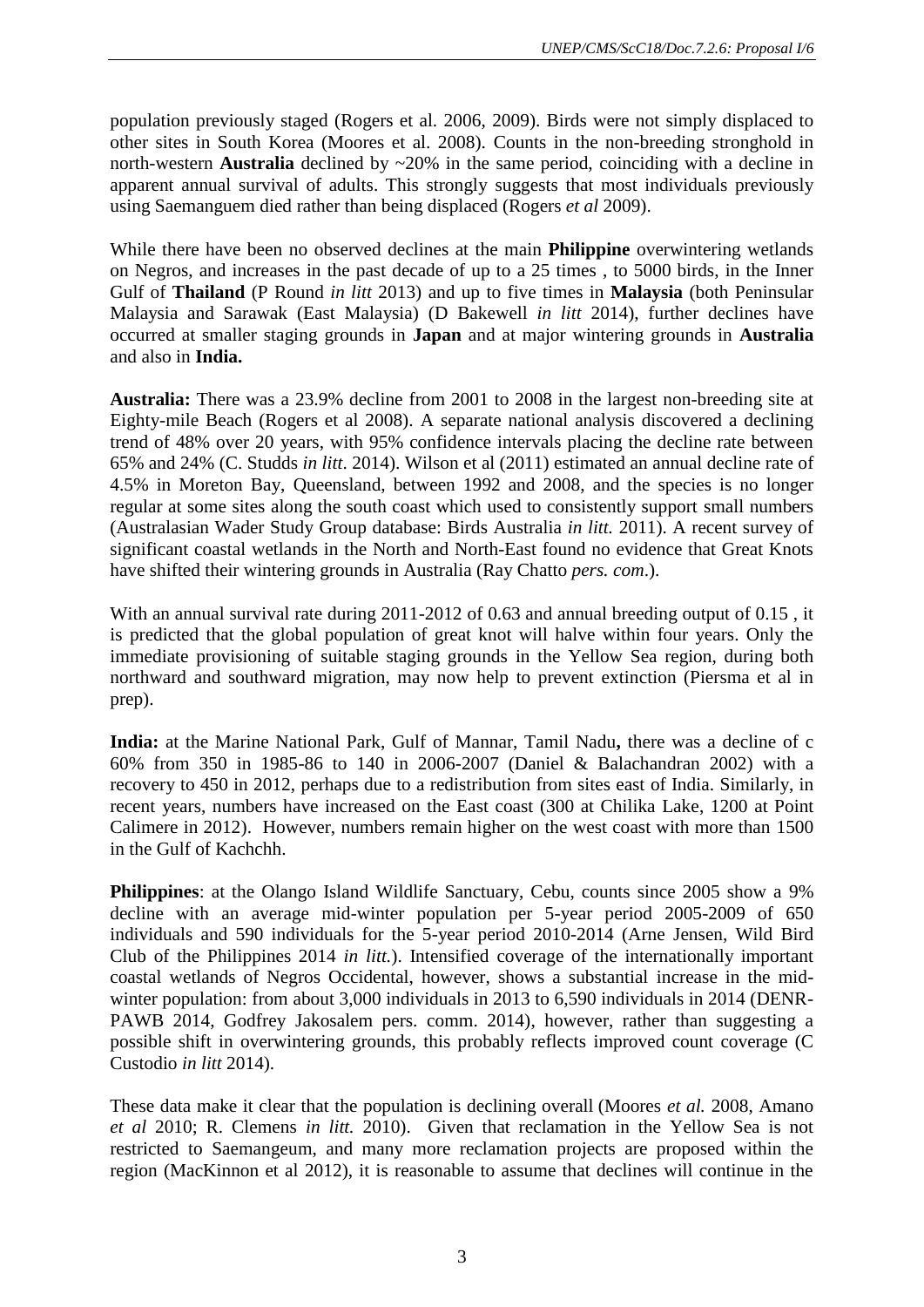population previously staged (Rogers et al. 2006, 2009). Birds were not simply displaced to other sites in South Korea (Moores et al. 2008). Counts in the non-breeding stronghold in north-western **Australia** declined by ~20% in the same period, coinciding with a decline in apparent annual survival of adults. This strongly suggests that most individuals previously using Saemanguem died rather than being displaced (Rogers *et al* 2009).

While there have been no observed declines at the main **Philippine** overwintering wetlands on Negros, and increases in the past decade of up to a 25 times , to 5000 birds, in the Inner Gulf of **Thailand** (P Round *in litt* 2013) and up to five times in **Malaysia** (both Peninsular Malaysia and Sarawak (East Malaysia) (D Bakewell *in litt* 2014), further declines have occurred at smaller staging grounds in **Japan** and at major wintering grounds in **Australia** and also in **India.**

**Australia:** There was a 23.9% decline from 2001 to 2008 in the largest non-breeding site at Eighty-mile Beach (Rogers et al 2008). A separate national analysis discovered a declining trend of 48% over 20 years, with 95% confidence intervals placing the decline rate between 65% and 24% (C. Studds *in litt*. 2014). Wilson et al (2011) estimated an annual decline rate of 4.5% in Moreton Bay, Queensland, between 1992 and 2008, and the species is no longer regular at some sites along the south coast which used to consistently support small numbers (Australasian Wader Study Group database: Birds Australia *in litt.* 2011). A recent survey of significant coastal wetlands in the North and North-East found no evidence that Great Knots have shifted their wintering grounds in Australia (Ray Chatto *pers. com*.).

With an annual survival rate during 2011-2012 of 0.63 and annual breeding output of 0.15 , it is predicted that the global population of great knot will halve within four years. Only the immediate provisioning of suitable staging grounds in the Yellow Sea region, during both northward and southward migration, may now help to prevent extinction (Piersma et al in prep).

**India:** at the Marine National Park, Gulf of Mannar, Tamil Nadu**,** there was a decline of c 60% from 350 in 1985-86 to 140 in 2006-2007 (Daniel & Balachandran 2002) with a recovery to 450 in 2012, perhaps due to a redistribution from sites east of India. Similarly, in recent years, numbers have increased on the East coast (300 at Chilika Lake, 1200 at Point Calimere in 2012). However, numbers remain higher on the west coast with more than 1500 in the Gulf of Kachchh.

**Philippines**: at the Olango Island Wildlife Sanctuary, Cebu, counts since 2005 show a 9% decline with an average mid-winter population per 5-year period 2005-2009 of 650 individuals and 590 individuals for the 5-year period 2010-2014 (Arne Jensen, Wild Bird Club of the Philippines 2014 *in litt.*). Intensified coverage of the internationally important coastal wetlands of Negros Occidental, however, shows a substantial increase in the mid-winter population: from about 3,000 individuals in 2013 to 6,590 individuals in 2014 (DENR-PAWB 2014, Godfrey Jakosalem pers. comm. 2014), however, rather than suggesting a possible shift in overwintering grounds, this probably reflects improved count coverage (C Custodio *in litt* 2014).

These data make it clear that the population is declining overall (Moores *et al.* 2008, Amano *et al* 2010; R. Clemens *in litt.* 2010). Given that reclamation in the Yellow Sea is not restricted to Saemangeum, and many more reclamation projects are proposed within the region (MacKinnon et al 2012), it is reasonable to assume that declines will continue in the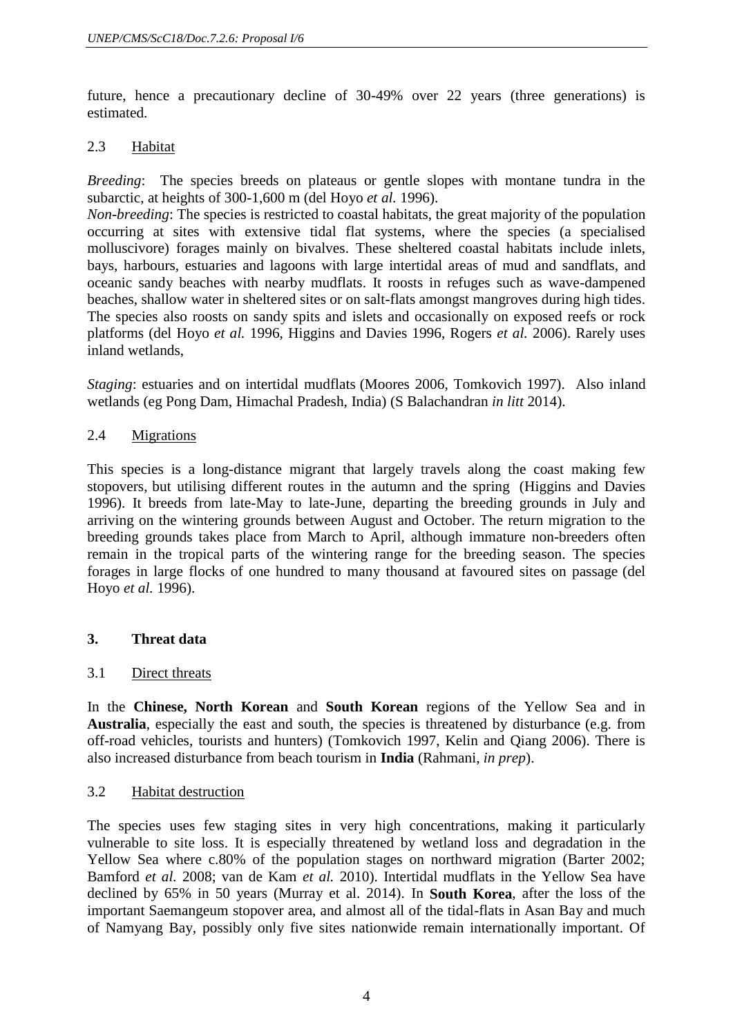future, hence a precautionary decline of 30-49% over 22 years (three generations) is estimated.

### 2.3 Habitat

*Breeding*: The species breeds on plateaus or gentle slopes with montane tundra in the subarctic, at heights of 300-1,600 m (del Hoyo *et al.* 1996).
*Non-breeding*: The species is restricted to coastal habitats, the great majority of the population occurring at sites with extensive tidal flat systems, where the species (a specialised molluscivore) forages mainly on bivalves. These sheltered coastal habitats include inlets, bays, harbours, estuaries and lagoons with large intertidal areas of mud and sandflats, and oceanic sandy beaches with nearby mudflats. It roosts in refuges such as wave-dampened beaches, shallow water in sheltered sites or on salt-flats amongst mangroves during high tides. The species also roosts on sandy spits and islets and occasionally on exposed reefs or rock platforms (del Hoyo *et al.* 1996, Higgins and Davies 1996, Rogers *et al.* 2006). Rarely uses inland wetlands,

*Staging*: estuaries and on intertidal mudflats (Moores 2006, Tomkovich 1997). Also inland wetlands (eg Pong Dam, Himachal Pradesh, India) (S Balachandran *in litt* 2014).

### 2.4 Migrations

This species is a long-distance migrant that largely travels along the coast making few stopovers, but utilising different routes in the autumn and the spring (Higgins and Davies 1996). It breeds from late-May to late-June, departing the breeding grounds in July and arriving on the wintering grounds between August and October. The return migration to the breeding grounds takes place from March to April, although immature non-breeders often remain in the tropical parts of the wintering range for the breeding season. The species forages in large flocks of one hundred to many thousand at favoured sites on passage (del Hoyo *et al.* 1996).

## 3. Threat data

### 3.1 Direct threats

In the **Chinese, North Korean** and **South Korean** regions of the Yellow Sea and in **Australia**, especially the east and south, the species is threatened by disturbance (e.g. from off-road vehicles, tourists and hunters) (Tomkovich 1997, Kelin and Qiang 2006). There is also increased disturbance from beach tourism in **India** (Rahmani, *in prep*).

### 3.2 Habitat destruction

The species uses few staging sites in very high concentrations, making it particularly vulnerable to site loss. It is especially threatened by wetland loss and degradation in the Yellow Sea where c.80% of the population stages on northward migration (Barter 2002; Bamford *et al.* 2008; van de Kam *et al.* 2010). Intertidal mudflats in the Yellow Sea have declined by 65% in 50 years (Murray et al. 2014). In **South Korea**, after the loss of the important Saemangeum stopover area, and almost all of the tidal-flats in Asan Bay and much of Namyang Bay, possibly only five sites nationwide remain internationally important. Of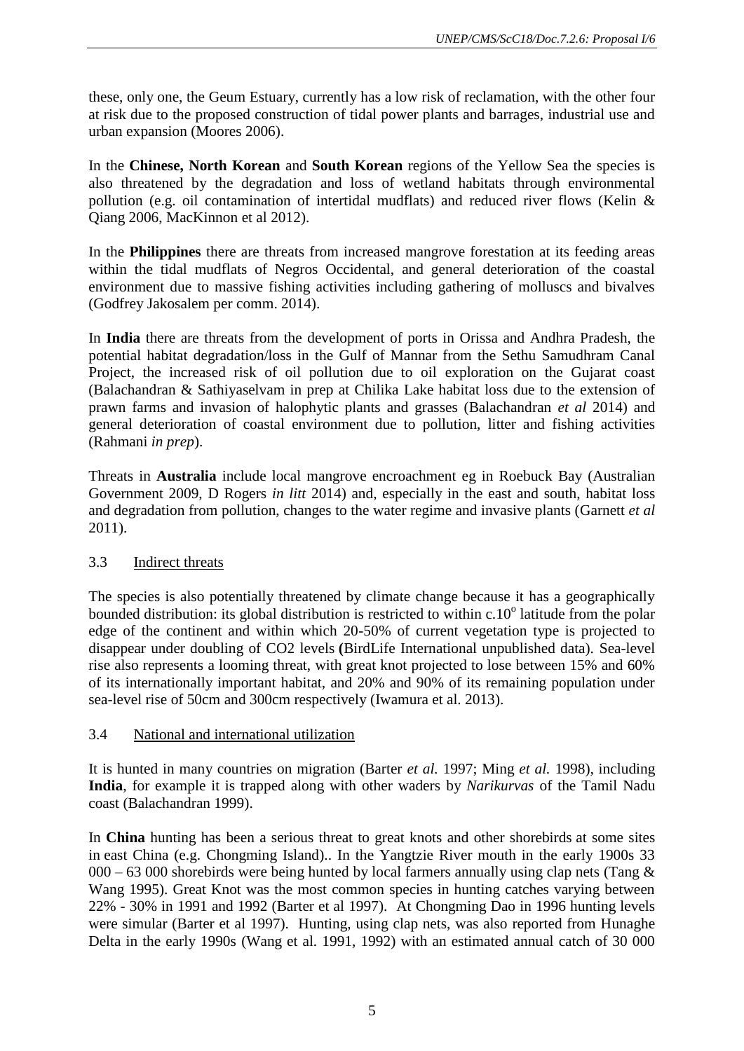these, only one, the Geum Estuary, currently has a low risk of reclamation, with the other four at risk due to the proposed construction of tidal power plants and barrages, industrial use and urban expansion (Moores 2006).

In the **Chinese, North Korean** and **South Korean** regions of the Yellow Sea the species is also threatened by the degradation and loss of wetland habitats through environmental pollution (e.g. oil contamination of intertidal mudflats) and reduced river flows (Kelin & Qiang 2006, MacKinnon et al 2012).

In the **Philippines** there are threats from increased mangrove forestation at its feeding areas within the tidal mudflats of Negros Occidental, and general deterioration of the coastal environment due to massive fishing activities including gathering of molluscs and bivalves (Godfrey Jakosalem per comm. 2014).

In **India** there are threats from the development of ports in Orissa and Andhra Pradesh, the potential habitat degradation/loss in the Gulf of Mannar from the Sethu Samudhram Canal Project, the increased risk of oil pollution due to oil exploration on the Gujarat coast (Balachandran & Sathiyaselvam in prep at Chilika Lake habitat loss due to the extension of prawn farms and invasion of halophytic plants and grasses (Balachandran *et al* 2014) and general deterioration of coastal environment due to pollution, litter and fishing activities (Rahmani *in prep*).

Threats in **Australia** include local mangrove encroachment eg in Roebuck Bay (Australian Government 2009, D Rogers *in litt* 2014) and, especially in the east and south, habitat loss and degradation from pollution, changes to the water regime and invasive plants (Garnett *et al* 2011).

## 3.3 Indirect threats

The species is also potentially threatened by climate change because it has a geographically bounded distribution: its global distribution is restricted to within c.10° latitude from the polar edge of the continent and within which 20-50% of current vegetation type is projected to disappear under doubling of CO2 levels **(**BirdLife International unpublished data). Sea-level rise also represents a looming threat, with great knot projected to lose between 15% and 60% of its internationally important habitat, and 20% and 90% of its remaining population under sea-level rise of 50cm and 300cm respectively (Iwamura et al. 2013).

## 3.4 National and international utilization

It is hunted in many countries on migration (Barter *et al.* 1997; Ming *et al.* 1998), including **India**, for example it is trapped along with other waders by *Narikurvas* of the Tamil Nadu coast (Balachandran 1999).

In **China** hunting has been a serious threat to great knots and other shorebirds at some sites in east China (e.g. Chongming Island).. In the Yangtzie River mouth in the early 1900s 33 000 – 63 000 shorebirds were being hunted by local farmers annually using clap nets (Tang & Wang 1995). Great Knot was the most common species in hunting catches varying between 22% - 30% in 1991 and 1992 (Barter et al 1997). At Chongming Dao in 1996 hunting levels were simular (Barter et al 1997). Hunting, using clap nets, was also reported from Hunaghe Delta in the early 1990s (Wang et al. 1991, 1992) with an estimated annual catch of 30 000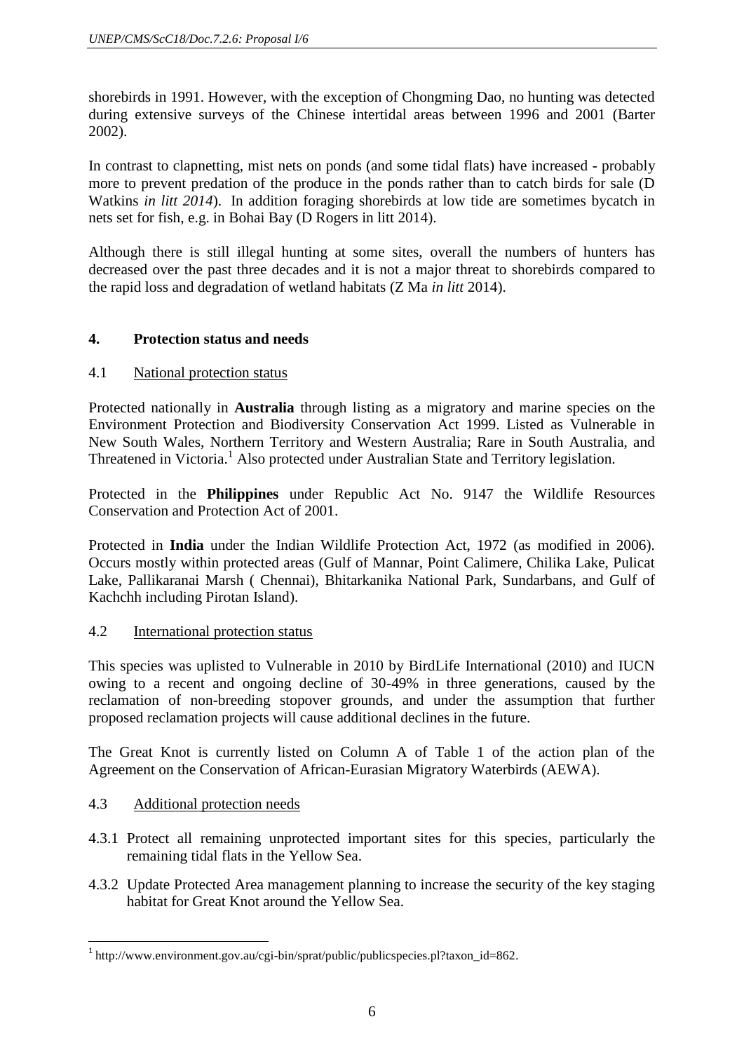shorebirds in 1991. However, with the exception of Chongming Dao, no hunting was detected during extensive surveys of the Chinese intertidal areas between 1996 and 2001 (Barter 2002).

In contrast to clapnetting, mist nets on ponds (and some tidal flats) have increased - probably more to prevent predation of the produce in the ponds rather than to catch birds for sale (D Watkins *in litt 2014*). In addition foraging shorebirds at low tide are sometimes bycatch in nets set for fish, e.g. in Bohai Bay (D Rogers in litt 2014).

Although there is still illegal hunting at some sites, overall the numbers of hunters has decreased over the past three decades and it is not a major threat to shorebirds compared to the rapid loss and degradation of wetland habitats (Z Ma *in litt* 2014).

## 4. Protection status and needs

### 4.1 National protection status

Protected nationally in **Australia** through listing as a migratory and marine species on the Environment Protection and Biodiversity Conservation Act 1999. Listed as Vulnerable in New South Wales, Northern Territory and Western Australia; Rare in South Australia, and Threatened in Victoria.[1] Also protected under Australian State and Territory legislation.

Protected in the **Philippines** under Republic Act No. 9147 the Wildlife Resources Conservation and Protection Act of 2001.

Protected in **India** under the Indian Wildlife Protection Act, 1972 (as modified in 2006). Occurs mostly within protected areas (Gulf of Mannar, Point Calimere, Chilika Lake, Pulicat Lake, Pallikaranai Marsh ( Chennai), Bhitarkanika National Park, Sundarbans, and Gulf of Kachchh including Pirotan Island).

### 4.2 International protection status

This species was uplisted to Vulnerable in 2010 by BirdLife International (2010) and IUCN owing to a recent and ongoing decline of 30-49% in three generations, caused by the reclamation of non-breeding stopover grounds, and under the assumption that further proposed reclamation projects will cause additional declines in the future.

The Great Knot is currently listed on Column A of Table 1 of the action plan of the Agreement on the Conservation of African-Eurasian Migratory Waterbirds (AEWA).

### 4.3 Additional protection needs

4.3.1 Protect all remaining unprotected important sites for this species, particularly the remaining tidal flats in the Yellow Sea.

4.3.2 Update Protected Area management planning to increase the security of the key staging habitat for Great Knot around the Yellow Sea.

[1] http://www.environment.gov.au/cgi-bin/sprat/public/publicspecies.pl?taxon_id=862.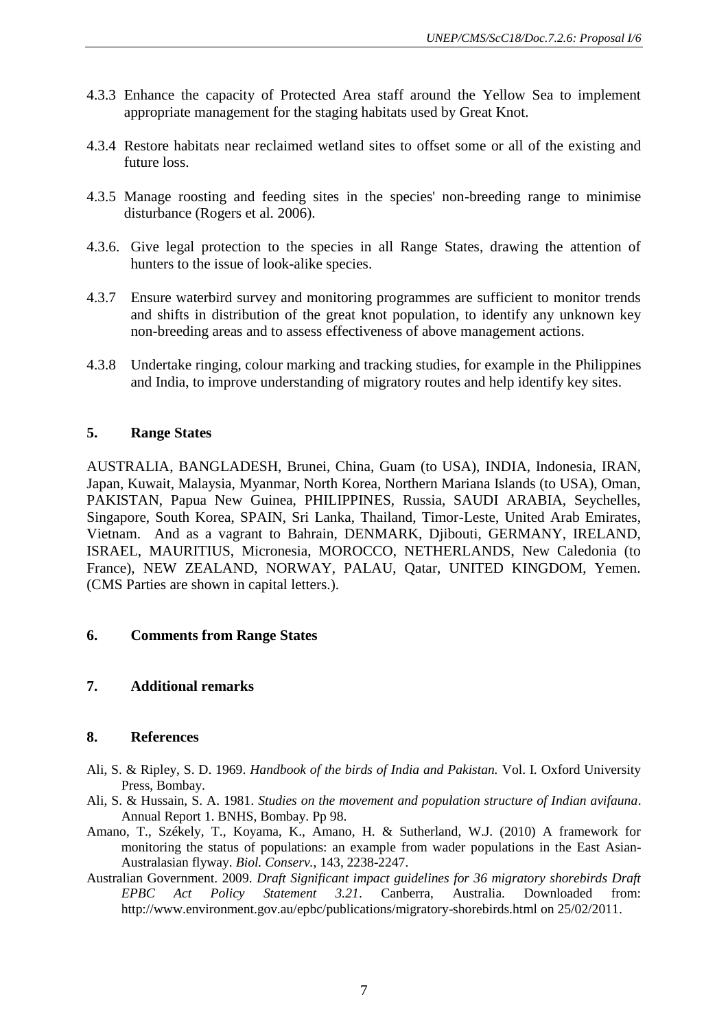4.3.3 Enhance the capacity of Protected Area staff around the Yellow Sea to implement appropriate management for the staging habitats used by Great Knot.

4.3.4 Restore habitats near reclaimed wetland sites to offset some or all of the existing and future loss.

4.3.5 Manage roosting and feeding sites in the species' non-breeding range to minimise disturbance (Rogers et al. 2006).

4.3.6. Give legal protection to the species in all Range States, drawing the attention of hunters to the issue of look-alike species.

4.3.7 Ensure waterbird survey and monitoring programmes are sufficient to monitor trends and shifts in distribution of the great knot population, to identify any unknown key non-breeding areas and to assess effectiveness of above management actions.

4.3.8 Undertake ringing, colour marking and tracking studies, for example in the Philippines and India, to improve understanding of migratory routes and help identify key sites.

## 5. Range States

AUSTRALIA, BANGLADESH, Brunei, China, Guam (to USA), INDIA, Indonesia, IRAN, Japan, Kuwait, Malaysia, Myanmar, North Korea, Northern Mariana Islands (to USA), Oman, PAKISTAN, Papua New Guinea, PHILIPPINES, Russia, SAUDI ARABIA, Seychelles, Singapore, South Korea, SPAIN, Sri Lanka, Thailand, Timor-Leste, United Arab Emirates, Vietnam. And as a vagrant to Bahrain, DENMARK, Djibouti, GERMANY, IRELAND, ISRAEL, MAURITIUS, Micronesia, MOROCCO, NETHERLANDS, New Caledonia (to France), NEW ZEALAND, NORWAY, PALAU, Qatar, UNITED KINGDOM, Yemen. (CMS Parties are shown in capital letters.).

## 6. Comments from Range States

## 7. Additional remarks

## 8. References

Ali, S. & Ripley, S. D. 1969. *Handbook of the birds of India and Pakistan.* Vol. I. Oxford University Press, Bombay.

Ali, S. & Hussain, S. A. 1981. *Studies on the movement and population structure of Indian avifauna*. Annual Report 1. BNHS, Bombay. Pp 98.

Amano, T., Székely, T., Koyama, K., Amano, H. & Sutherland, W.J. (2010) A framework for monitoring the status of populations: an example from wader populations in the East Asian-Australasian flyway. *Biol. Conserv.*, 143, 2238-2247.

Australian Government. 2009. *Draft Significant impact guidelines for 36 migratory shorebirds Draft EPBC Act Policy Statement 3.21*. Canberra, Australia. Downloaded from: http://www.environment.gov.au/epbc/publications/migratory-shorebirds.html on 25/02/2011.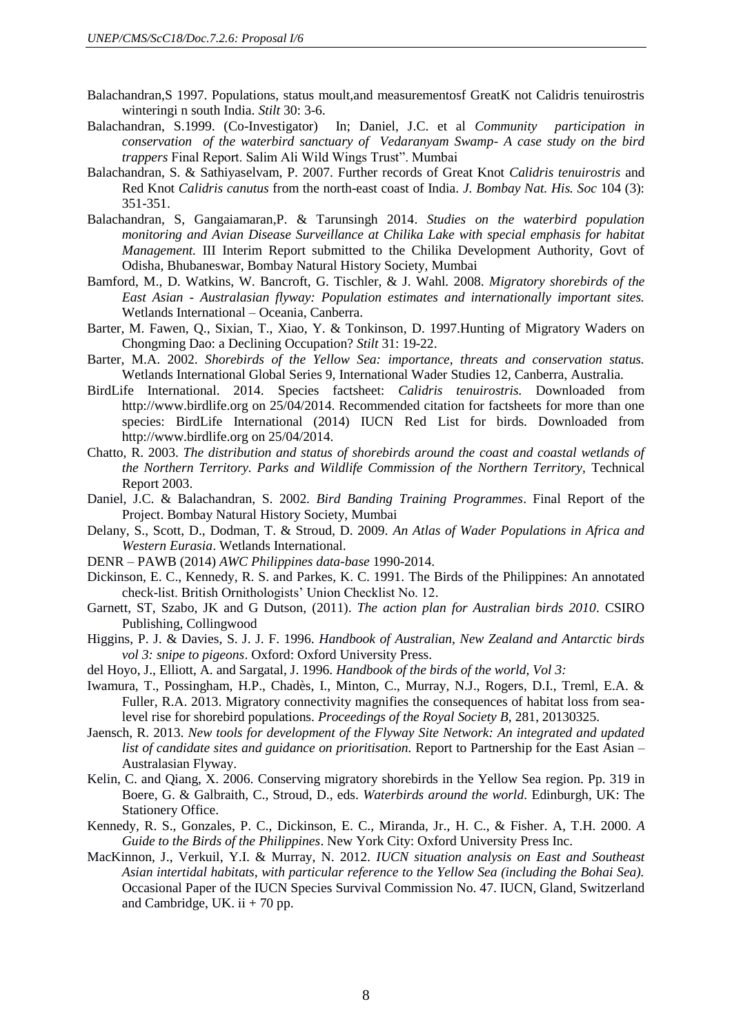Balachandran,S 1997. Populations, status moult,and measurementosf GreatK not Calidris tenuirostris winteringi n south India. *Stilt* 30: 3-6.

Balachandran, S.1999. (Co-Investigator) In; Daniel, J.C. et al *Community participation in conservation of the waterbird sanctuary of Vedaranyam Swamp- A case study on the bird trappers* Final Report. Salim Ali Wild Wings Trust". Mumbai

Balachandran, S. & Sathiyaselvam, P. 2007. Further records of Great Knot *Calidris tenuirostris* and Red Knot *Calidris canutus* from the north-east coast of India. *J. Bombay Nat. His. Soc* 104 (3): 351-351.

Balachandran, S, Gangaiamaran,P. & Tarunsingh 2014. *Studies on the waterbird population monitoring and Avian Disease Surveillance at Chilika Lake with special emphasis for habitat Management.* III Interim Report submitted to the Chilika Development Authority, Govt of Odisha, Bhubaneswar, Bombay Natural History Society, Mumbai

Bamford, M., D. Watkins, W. Bancroft, G. Tischler, & J. Wahl. 2008. *Migratory shorebirds of the East Asian - Australasian flyway: Population estimates and internationally important sites.* Wetlands International – Oceania, Canberra.

Barter, M. Fawen, Q., Sixian, T., Xiao, Y. & Tonkinson, D. 1997.Hunting of Migratory Waders on Chongming Dao: a Declining Occupation? *Stilt* 31: 19-22.

Barter, M.A. 2002. *Shorebirds of the Yellow Sea: importance, threats and conservation status.* Wetlands International Global Series 9, International Wader Studies 12, Canberra, Australia.

BirdLife International. 2014. Species factsheet: *Calidris tenuirostris.* Downloaded from http://www.birdlife.org on 25/04/2014. Recommended citation for factsheets for more than one species: BirdLife International (2014) IUCN Red List for birds. Downloaded from http://www.birdlife.org on 25/04/2014.

Chatto, R. 2003. *The distribution and status of shorebirds around the coast and coastal wetlands of the Northern Territory. Parks and Wildlife Commission of the Northern Territory,* Technical Report 2003.

Daniel, J.C. & Balachandran, S. 2002. *Bird Banding Training Programmes*. Final Report of the Project. Bombay Natural History Society, Mumbai

Delany, S., Scott, D., Dodman, T. & Stroud, D. 2009. *An Atlas of Wader Populations in Africa and Western Eurasia*. Wetlands International.

DENR – PAWB (2014) *AWC Philippines data-base* 1990-2014.

Dickinson, E. C., Kennedy, R. S. and Parkes, K. C. 1991. The Birds of the Philippines: An annotated check-list. British Ornithologists' Union Checklist No. 12.

Garnett, ST, Szabo, JK and G Dutson, (2011). *The action plan for Australian birds 2010*. CSIRO Publishing, Collingwood

Higgins, P. J. & Davies, S. J. J. F. 1996. *Handbook of Australian, New Zealand and Antarctic birds vol 3: snipe to pigeons*. Oxford: Oxford University Press.

del Hoyo, J., Elliott, A. and Sargatal, J. 1996. *Handbook of the birds of the world, Vol 3:*

Iwamura, T., Possingham, H.P., Chadès, I., Minton, C., Murray, N.J., Rogers, D.I., Treml, E.A. & Fuller, R.A. 2013. Migratory connectivity magnifies the consequences of habitat loss from sea-level rise for shorebird populations. *Proceedings of the Royal Society B*, 281, 20130325.

Jaensch, R. 2013. *New tools for development of the Flyway Site Network: An integrated and updated list of candidate sites and guidance on prioritisation.* Report to Partnership for the East Asian – Australasian Flyway.

Kelin, C. and Qiang, X. 2006. Conserving migratory shorebirds in the Yellow Sea region. Pp. 319 in Boere, G. & Galbraith, C., Stroud, D., eds. *Waterbirds around the world*. Edinburgh, UK: The Stationery Office.

Kennedy, R. S., Gonzales, P. C., Dickinson, E. C., Miranda, Jr., H. C., & Fisher. A, T.H. 2000. *A Guide to the Birds of the Philippines*. New York City: Oxford University Press Inc.

MacKinnon, J., Verkuil, Y.I. & Murray, N. 2012. *IUCN situation analysis on East and Southeast Asian intertidal habitats, with particular reference to the Yellow Sea (including the Bohai Sea).* Occasional Paper of the IUCN Species Survival Commission No. 47. IUCN, Gland, Switzerland and Cambridge, UK. ii + 70 pp.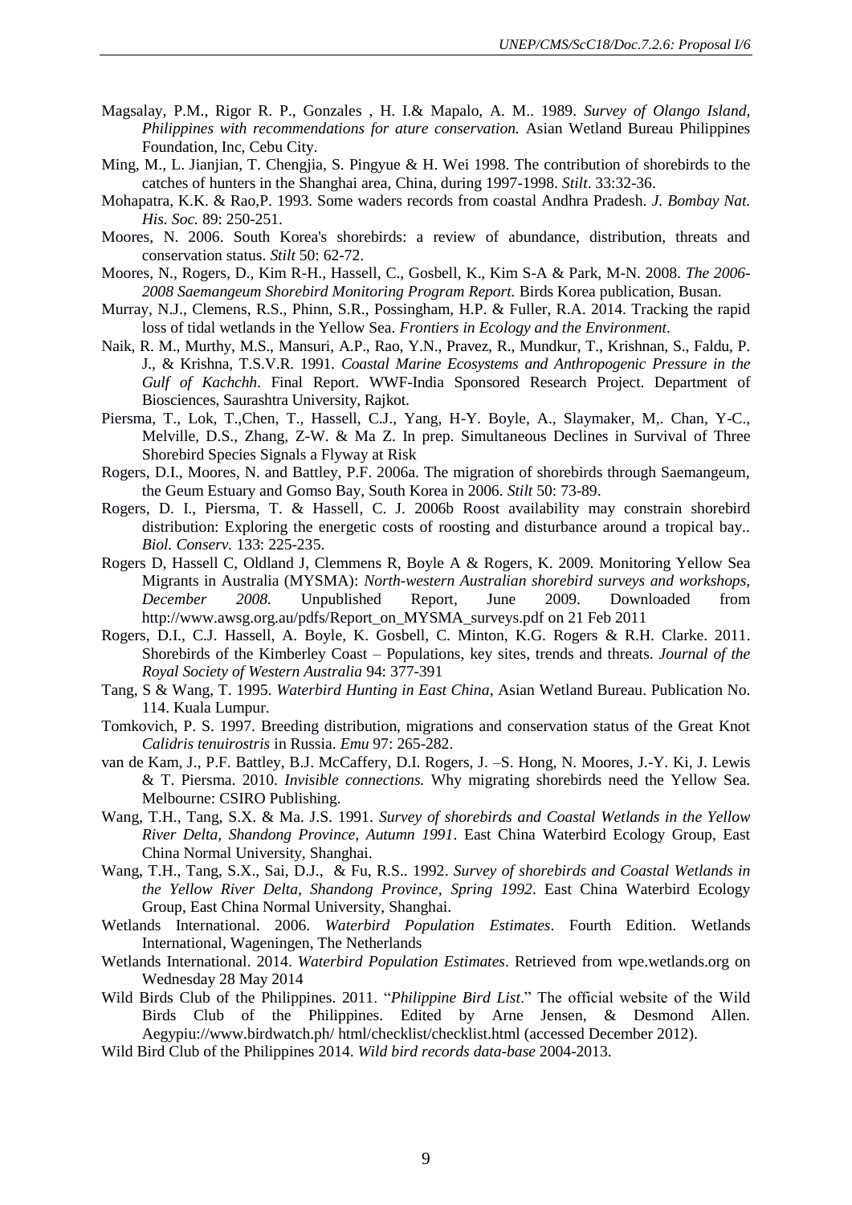Magsalay, P.M., Rigor R. P., Gonzales , H. I.& Mapalo, A. M.. 1989. *Survey of Olango Island, Philippines with recommendations for ature conservation.* Asian Wetland Bureau Philippines Foundation, Inc, Cebu City.

Ming, M., L. Jianjian, T. Chengjia, S. Pingyue & H. Wei 1998. The contribution of shorebirds to the catches of hunters in the Shanghai area, China, during 1997-1998. *Stilt*. 33:32-36.

Mohapatra, K.K. & Rao,P. 1993. Some waders records from coastal Andhra Pradesh. *J. Bombay Nat. His. Soc.* 89: 250-251.

Moores, N. 2006. South Korea's shorebirds: a review of abundance, distribution, threats and conservation status. *Stilt* 50: 62-72.

Moores, N., Rogers, D., Kim R-H., Hassell, C., Gosbell, K., Kim S-A & Park, M-N. 2008. *The 2006-2008 Saemangeum Shorebird Monitoring Program Report.* Birds Korea publication, Busan.

Murray, N.J., Clemens, R.S., Phinn, S.R., Possingham, H.P. & Fuller, R.A. 2014. Tracking the rapid loss of tidal wetlands in the Yellow Sea. *Frontiers in Ecology and the Environment*.

Naik, R. M., Murthy, M.S., Mansuri, A.P., Rao, Y.N., Pravez, R., Mundkur, T., Krishnan, S., Faldu, P. J., & Krishna, T.S.V.R. 1991. *Coastal Marine Ecosystems and Anthropogenic Pressure in the Gulf of Kachchh*. Final Report. WWF-India Sponsored Research Project. Department of Biosciences, Saurashtra University, Rajkot.

Piersma, T., Lok, T.,Chen, T., Hassell, C.J., Yang, H-Y. Boyle, A., Slaymaker, M,. Chan, Y-C., Melville, D.S., Zhang, Z-W. & Ma Z. In prep. Simultaneous Declines in Survival of Three Shorebird Species Signals a Flyway at Risk

Rogers, D.I., Moores, N. and Battley, P.F. 2006a. The migration of shorebirds through Saemangeum, the Geum Estuary and Gomso Bay, South Korea in 2006. *Stilt* 50: 73-89.

Rogers, D. I., Piersma, T. & Hassell, C. J. 2006b Roost availability may constrain shorebird distribution: Exploring the energetic costs of roosting and disturbance around a tropical bay.. *Biol. Conserv.* 133: 225-235.

Rogers D, Hassell C, Oldland J, Clemmens R, Boyle A & Rogers, K. 2009. Monitoring Yellow Sea Migrants in Australia (MYSMA): *North-western Australian shorebird surveys and workshops, December 2008.* Unpublished Report, June 2009. Downloaded from http://www.awsg.org.au/pdfs/Report_on_MYSMA_surveys.pdf on 21 Feb 2011

Rogers, D.I., C.J. Hassell, A. Boyle, K. Gosbell, C. Minton, K.G. Rogers & R.H. Clarke. 2011. Shorebirds of the Kimberley Coast – Populations, key sites, trends and threats. *Journal of the Royal Society of Western Australia* 94: 377-391

Tang, S & Wang, T. 1995. *Waterbird Hunting in East China*, Asian Wetland Bureau. Publication No. 114. Kuala Lumpur.

Tomkovich, P. S. 1997. Breeding distribution, migrations and conservation status of the Great Knot *Calidris tenuirostris* in Russia. *Emu* 97: 265-282.

van de Kam, J., P.F. Battley, B.J. McCaffery, D.I. Rogers, J. –S. Hong, N. Moores, J.-Y. Ki, J. Lewis & T. Piersma. 2010. *Invisible connections.* Why migrating shorebirds need the Yellow Sea. Melbourne: CSIRO Publishing.

Wang, T.H., Tang, S.X. & Ma. J.S. 1991. *Survey of shorebirds and Coastal Wetlands in the Yellow River Delta, Shandong Province, Autumn 1991*. East China Waterbird Ecology Group, East China Normal University, Shanghai.

Wang, T.H., Tang, S.X., Sai, D.J., & Fu, R.S.. 1992. *Survey of shorebirds and Coastal Wetlands in the Yellow River Delta, Shandong Province, Spring 1992*. East China Waterbird Ecology Group, East China Normal University, Shanghai.

Wetlands International. 2006. *Waterbird Population Estimates*. Fourth Edition. Wetlands International, Wageningen, The Netherlands

Wetlands International. 2014. *Waterbird Population Estimates*. Retrieved from wpe.wetlands.org on Wednesday 28 May 2014

Wild Birds Club of the Philippines. 2011. "*Philippine Bird List*." The official website of the Wild Birds Club of the Philippines. Edited by Arne Jensen, & Desmond Allen. Aegypiu://www.birdwatch.ph/ html/checklist/checklist.html (accessed December 2012).

Wild Bird Club of the Philippines 2014. *Wild bird records data-base* 2004-2013.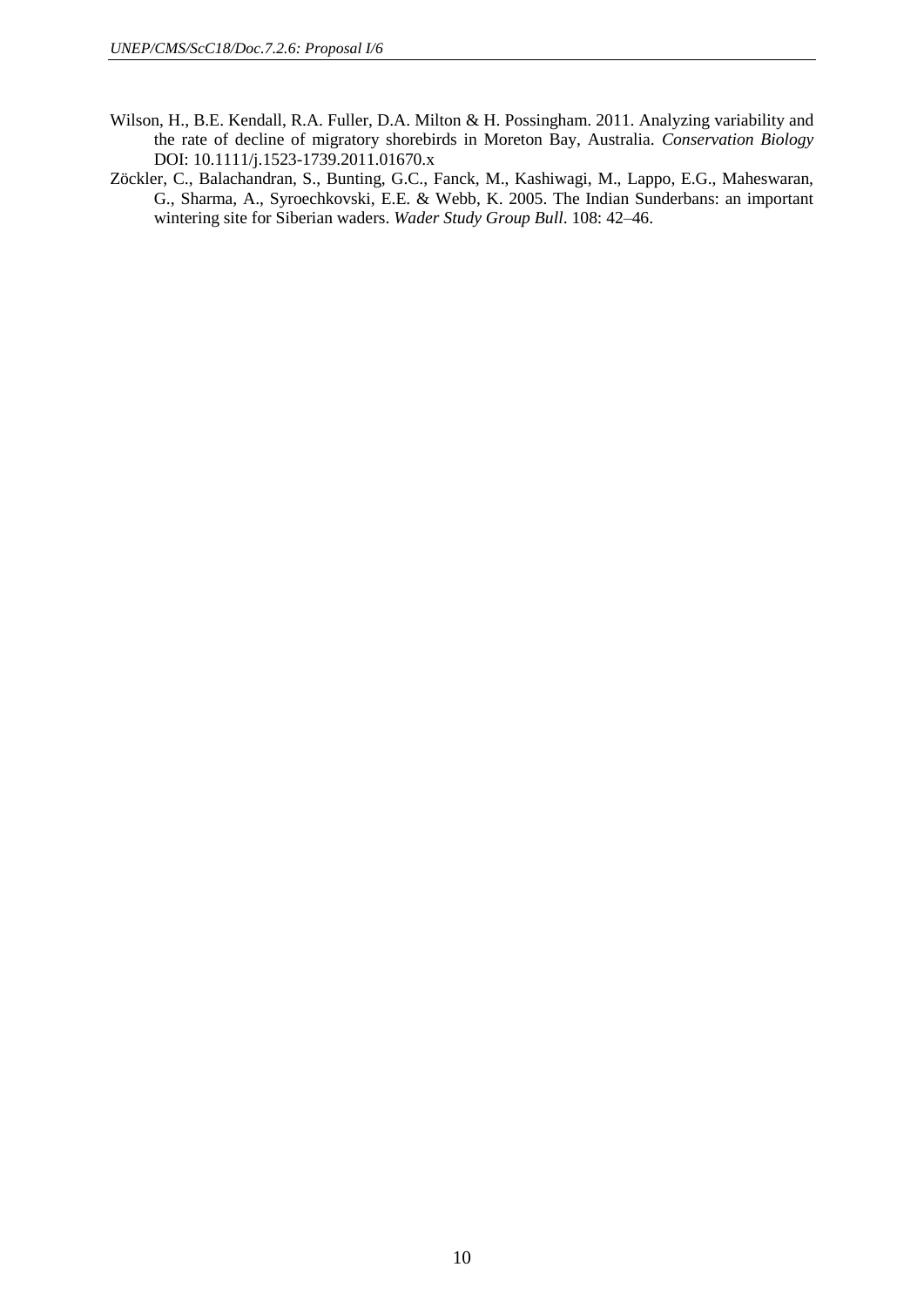Wilson, H., B.E. Kendall, R.A. Fuller, D.A. Milton & H. Possingham. 2011. Analyzing variability and the rate of decline of migratory shorebirds in Moreton Bay, Australia. *Conservation Biology* DOI: 10.1111/j.1523-1739.2011.01670.x

Zöckler, C., Balachandran, S., Bunting, G.C., Fanck, M., Kashiwagi, M., Lappo, E.G., Maheswaran, G., Sharma, A., Syroechkovski, E.E. & Webb, K. 2005. The Indian Sunderbans: an important wintering site for Siberian waders. *Wader Study Group Bull*. 108: 42–46.